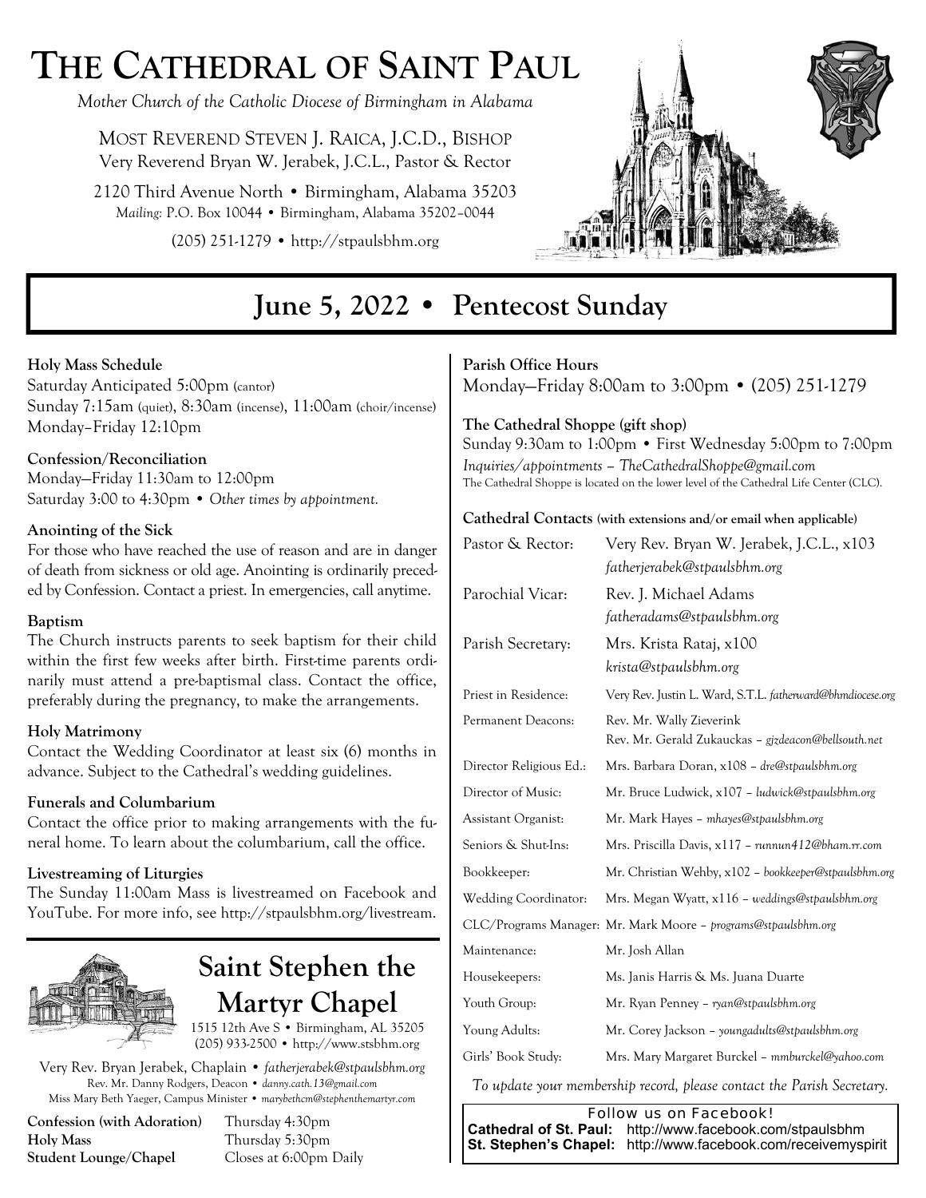# THE CATHEDRAL OF SAINT PAUL

*Mother Church of the Catholic Diocese of Birmingham in Alabama*

MOST REVEREND STEVEN J. RAICA, J.C.D., BISHOP
Very Reverend Bryan W. Jerabek, J.C.L., Pastor & Rector

2120 Third Avenue North • Birmingham, Alabama 35203
*Mailing:* P.O. Box 10044 • Birmingham, Alabama 35202–0044

(205) 251-1279 • http://stpaulsbhm.org

## June 5, 2022 • Pentecost Sunday

**Holy Mass Schedule**
Saturday Anticipated 5:00pm (cantor)
Sunday 7:15am (quiet), 8:30am (incense), 11:00am (choir/incense)
Monday–Friday 12:10pm

**Confession/Reconciliation**
Monday—Friday 11:30am to 12:00pm
Saturday 3:00 to 4:30pm • *Other times by appointment.*

**Anointing of the Sick**
For those who have reached the use of reason and are in danger of death from sickness or old age. Anointing is ordinarily preceded by Confession. Contact a priest. In emergencies, call anytime.

**Baptism**
The Church instructs parents to seek baptism for their child within the first few weeks after birth. First-time parents ordinarily must attend a pre-baptismal class. Contact the office, preferably during the pregnancy, to make the arrangements.

**Holy Matrimony**
Contact the Wedding Coordinator at least six (6) months in advance. Subject to the Cathedral's wedding guidelines.

**Funerals and Columbarium**
Contact the office prior to making arrangements with the funeral home. To learn about the columbarium, call the office.

**Livestreaming of Liturgies**
The Sunday 11:00am Mass is livestreamed on Facebook and YouTube. For more info, see http://stpaulsbhm.org/livestream.

## Saint Stephen the Martyr Chapel

1515 12th Ave S • Birmingham, AL 35205
(205) 933-2500 • http://www.stsbhm.org

Very Rev. Bryan Jerabek, Chaplain • *fatherjerabek@stpaulsbhm.org*
Rev. Mr. Danny Rodgers, Deacon • *danny.cath.13@gmail.com*
Miss Mary Beth Yaeger, Campus Minister • *marybethcm@stephenthemartyr.com*

| | |
|---|---|
| **Confession (with Adoration)** | Thursday 4:30pm |
| **Holy Mass** | Thursday 5:30pm |
| **Student Lounge/Chapel** | Closes at 6:00pm Daily |

**Parish Office Hours**
Monday—Friday 8:00am to 3:00pm • (205) 251-1279

**The Cathedral Shoppe (gift shop)**
Sunday 9:30am to 1:00pm • First Wednesday 5:00pm to 7:00pm
*Inquiries/appointments – TheCathedralShoppe@gmail.com*
The Cathedral Shoppe is located on the lower level of the Cathedral Life Center (CLC).

**Cathedral Contacts** (with extensions and/or email when applicable)

| | |
|---|---|
| Pastor & Rector: | Very Rev. Bryan W. Jerabek, J.C.L., x103 *fatherjerabek@stpaulsbhm.org* |
| Parochial Vicar: | Rev. J. Michael Adams *fatheradams@stpaulsbhm.org* |
| Parish Secretary: | Mrs. Krista Rataj, x100 *krista@stpaulsbhm.org* |
| Priest in Residence: | Very Rev. Justin L. Ward, S.T.L. *fatherward@bhmdiocese.org* |
| Permanent Deacons: | Rev. Mr. Wally Zieverink<br>Rev. Mr. Gerald Zukauckas – *gjzdeacon@bellsouth.net* |
| Director Religious Ed.: | Mrs. Barbara Doran, x108 – *dre@stpaulsbhm.org* |
| Director of Music: | Mr. Bruce Ludwick, x107 – *ludwick@stpaulsbhm.org* |
| Assistant Organist: | Mr. Mark Hayes – *mhayes@stpaulsbhm.org* |
| Seniors & Shut-Ins: | Mrs. Priscilla Davis, x117 – *runnun412@bham.rr.com* |
| Bookkeeper: | Mr. Christian Wehby, x102 – *bookkeeper@stpaulsbhm.org* |
| Wedding Coordinator: | Mrs. Megan Wyatt, x116 – *weddings@stpaulsbhm.org* |
| CLC/Programs Manager: | Mr. Mark Moore – *programs@stpaulsbhm.org* |
| Maintenance: | Mr. Josh Allan |
| Housekeepers: | Ms. Janis Harris & Ms. Juana Duarte |
| Youth Group: | Mr. Ryan Penney – *ryan@stpaulsbhm.org* |
| Young Adults: | Mr. Corey Jackson – *youngadults@stpaulsbhm.org* |
| Girls' Book Study: | Mrs. Mary Margaret Burckel – *mmburckel@yahoo.com* |

*To update your membership record, please contact the Parish Secretary.*

Follow us on Facebook!
**Cathedral of St. Paul:** http://www.facebook.com/stpaulsbhm
**St. Stephen's Chapel:** http://www.facebook.com/receivemyspirit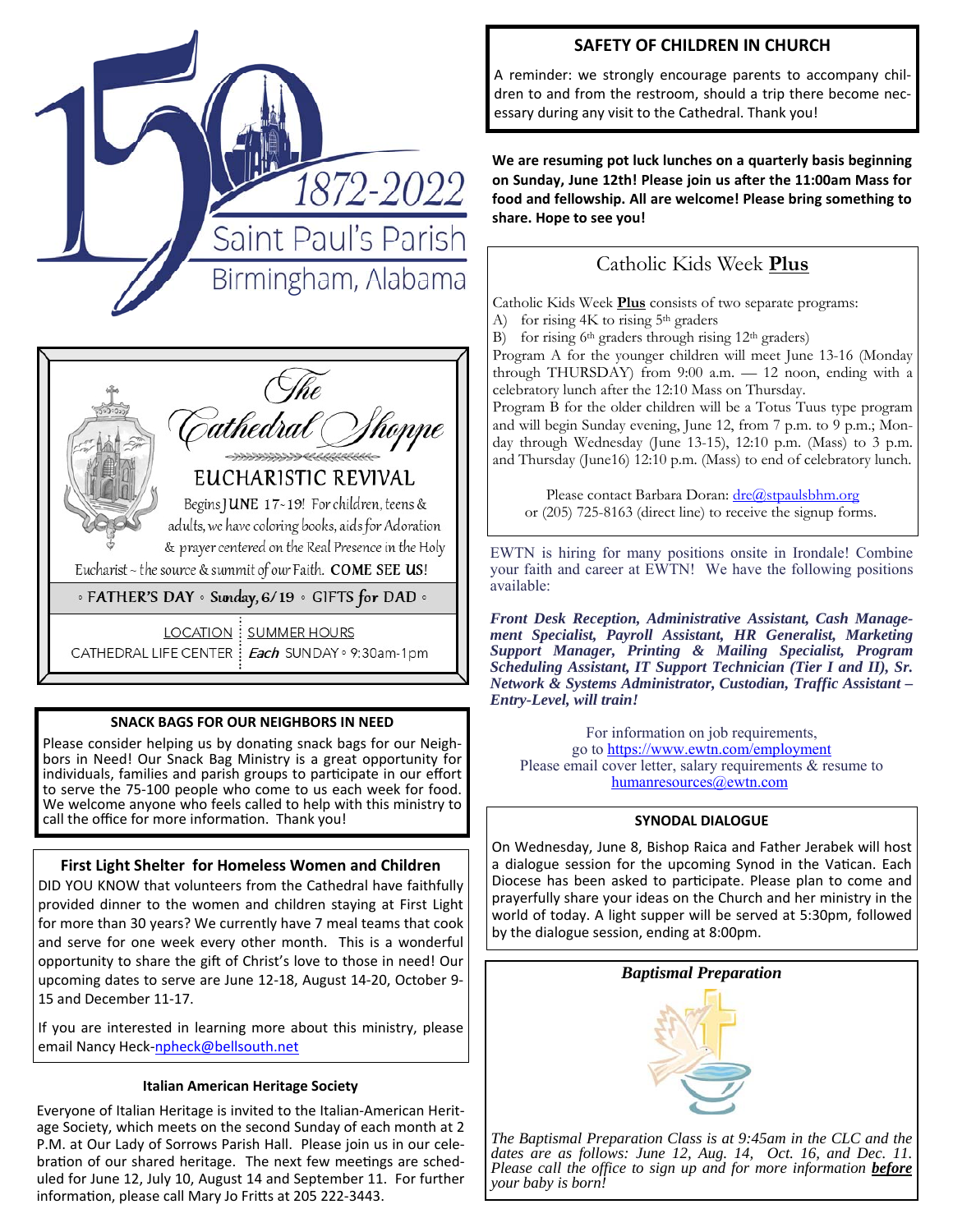150

1872-2022

Saint Paul's Parish

Birmingham, Alabama

## The Cathedral Shoppe

### EUCHARISTIC REVIVAL

Begins JUNE 17-19! For children, teens & adults, we have coloring books, aids for Adoration & prayer centered on the Real Presence in the Holy Eucharist ~ the source & summit of our Faith. **COME SEE US!**

◦ **FATHER'S DAY** ◦ Sunday, 6/19 ◦ GIFTS for DAD ◦

| LOCATION | SUMMER HOURS |
|---|---|
| CATHEDRAL LIFE CENTER | *Each* SUNDAY ◦ 9:30am-1pm |

### SNACK BAGS FOR OUR NEIGHBORS IN NEED

Please consider helping us by donating snack bags for our Neighbors in Need! Our Snack Bag Ministry is a great opportunity for individuals, families and parish groups to participate in our effort to serve the 75-100 people who come to us each week for food. We welcome anyone who feels called to help with this ministry to call the office for more information. Thank you!

### First Light Shelter for Homeless Women and Children

DID YOU KNOW that volunteers from the Cathedral have faithfully provided dinner to the women and children staying at First Light for more than 30 years? We currently have 7 meal teams that cook and serve for one week every other month. This is a wonderful opportunity to share the gift of Christ's love to those in need! Our upcoming dates to serve are June 12-18, August 14-20, October 9-15 and December 11-17.

If you are interested in learning more about this ministry, please email Nancy Heck-npheck@bellsouth.net

### Italian American Heritage Society

Everyone of Italian Heritage is invited to the Italian-American Heritage Society, which meets on the second Sunday of each month at 2 P.M. at Our Lady of Sorrows Parish Hall. Please join us in our celebration of our shared heritage. The next few meetings are scheduled for June 12, July 10, August 14 and September 11. For further information, please call Mary Jo Fritts at 205 222-3443.

### SAFETY OF CHILDREN IN CHURCH

A reminder: we strongly encourage parents to accompany children to and from the restroom, should a trip there become necessary during any visit to the Cathedral. Thank you!

**We are resuming pot luck lunches on a quarterly basis beginning on Sunday, June 12th! Please join us after the 11:00am Mass for food and fellowship. All are welcome! Please bring something to share. Hope to see you!**

### Catholic Kids Week **Plus**

Catholic Kids Week **Plus** consists of two separate programs:

A) for rising 4K to rising 5th graders
B) for rising 6th graders through rising 12th graders)

Program A for the younger children will meet June 13-16 (Monday through THURSDAY) from 9:00 a.m. — 12 noon, ending with a celebratory lunch after the 12:10 Mass on Thursday.

Program B for the older children will be a Totus Tuus type program and will begin Sunday evening, June 12, from 7 p.m. to 9 p.m.; Monday through Wednesday (June 13-15), 12:10 p.m. (Mass) to 3 p.m. and Thursday (June16) 12:10 p.m. (Mass) to end of celebratory lunch.

Please contact Barbara Doran: dre@stpaulsbhm.org or (205) 725-8163 (direct line) to receive the signup forms.

EWTN is hiring for many positions onsite in Irondale! Combine your faith and career at EWTN! We have the following positions available:

***Front Desk Reception, Administrative Assistant, Cash Management Specialist, Payroll Assistant, HR Generalist, Marketing Support Manager, Printing & Mailing Specialist, Program Scheduling Assistant, IT Support Technician (Tier I and II), Sr. Network & Systems Administrator, Custodian, Traffic Assistant – Entry-Level, will train!***

For information on job requirements, go to https://www.ewtn.com/employment

Please email cover letter, salary requirements & resume to humanresources@ewtn.com

### SYNODAL DIALOGUE

On Wednesday, June 8, Bishop Raica and Father Jerabek will host a dialogue session for the upcoming Synod in the Vatican. Each Diocese has been asked to participate. Please plan to come and prayerfully share your ideas on the Church and her ministry in the world of today. A light supper will be served at 5:30pm, followed by the dialogue session, ending at 8:00pm.

### *Baptismal Preparation*

*The Baptismal Preparation Class is at 9:45am in the CLC and the dates are as follows: June 12, Aug. 14, Oct. 16, and Dec. 11. Please call the office to sign up and for more information **before** your baby is born!*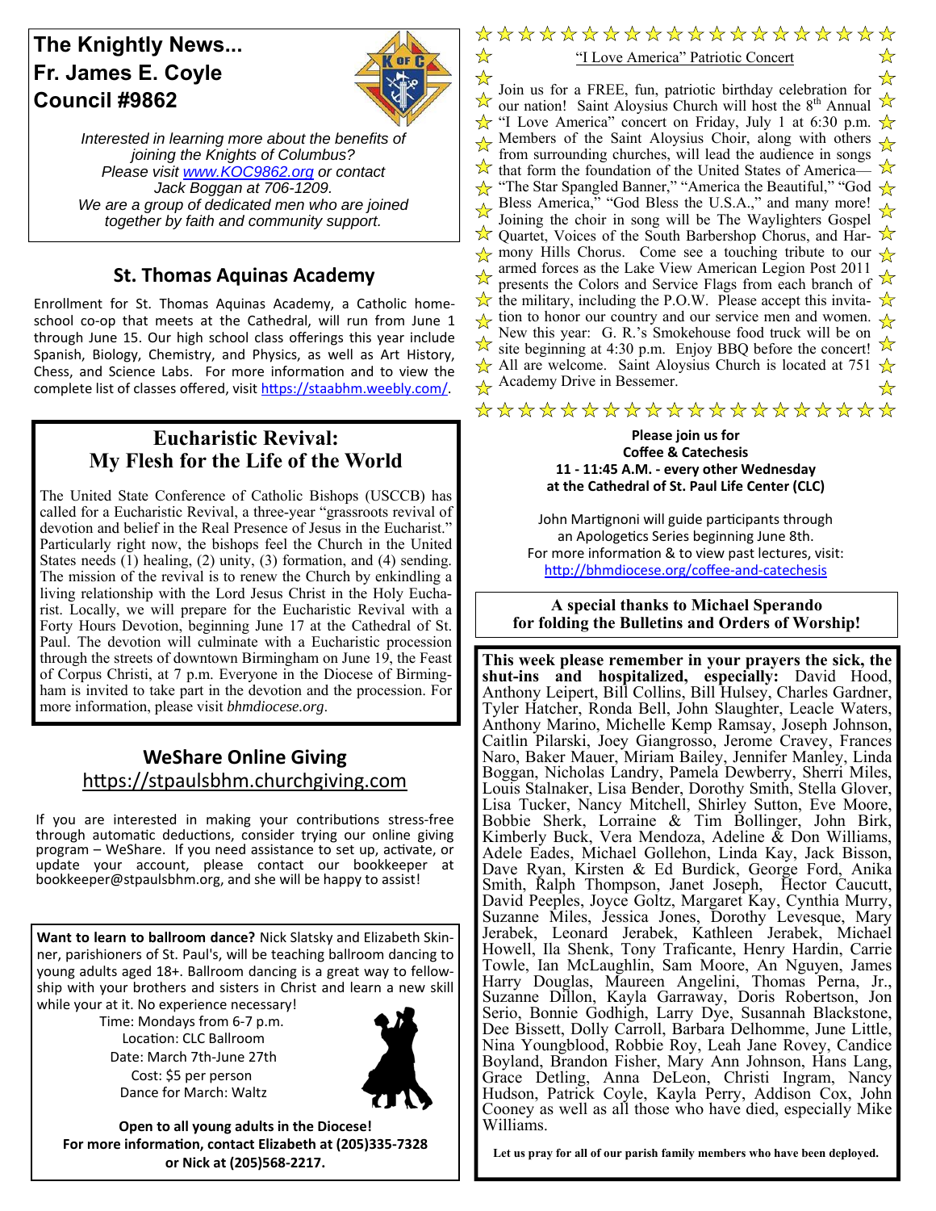## The Knightly News... Fr. James E. Coyle Council #9862

*Interested in learning more about the benefits of joining the Knights of Columbus? Please visit [www.KOC9862.org](http://www.KOC9862.org) or contact Jack Boggan at 706-1209. We are a group of dedicated men who are joined together by faith and community support.*

## St. Thomas Aquinas Academy

Enrollment for St. Thomas Aquinas Academy, a Catholic home-school co-op that meets at the Cathedral, will run from June 1 through June 15. Our high school class offerings this year include Spanish, Biology, Chemistry, and Physics, as well as Art History, Chess, and Science Labs. For more information and to view the complete list of classes offered, visit [https://staabhm.weebly.com/](https://staabhm.weebly.com/).

## Eucharistic Revival: My Flesh for the Life of the World

The United State Conference of Catholic Bishops (USCCB) has called for a Eucharistic Revival, a three-year "grassroots revival of devotion and belief in the Real Presence of Jesus in the Eucharist." Particularly right now, the bishops feel the Church in the United States needs (1) healing, (2) unity, (3) formation, and (4) sending. The mission of the revival is to renew the Church by enkindling a living relationship with the Lord Jesus Christ in the Holy Eucharist. Locally, we will prepare for the Eucharistic Revival with a Forty Hours Devotion, beginning June 17 at the Cathedral of St. Paul. The devotion will culminate with a Eucharistic procession through the streets of downtown Birmingham on June 19, the Feast of Corpus Christi, at 7 p.m. Everyone in the Diocese of Birmingham is invited to take part in the devotion and the procession. For more information, please visit *bhmdiocese.org*.

## WeShare Online Giving
[https://stpaulsbhm.churchgiving.com](https://stpaulsbhm.churchgiving.com)

If you are interested in making your contributions stress-free through automatic deductions, consider trying our online giving program – WeShare. If you need assistance to set up, activate, or update your account, please contact our bookkeeper at bookkeeper@stpaulsbhm.org, and she will be happy to assist!

**Want to learn to ballroom dance?** Nick Slatsky and Elizabeth Skinner, parishioners of St. Paul's, will be teaching ballroom dancing to young adults aged 18+. Ballroom dancing is a great way to fellowship with your brothers and sisters in Christ and learn a new skill while your at it. No experience necessary!

Time: Mondays from 6-7 p.m.
Location: CLC Ballroom
Date: March 7th-June 27th
Cost: $5 per person
Dance for March: Waltz

**Open to all young adults in the Diocese! For more information, contact Elizabeth at (205)335-7328 or Nick at (205)568-2217.**

## "I Love America" Patriotic Concert

Join us for a FREE, fun, patriotic birthday celebration for our nation! Saint Aloysius Church will host the 8th Annual "I Love America" concert on Friday, July 1 at 6:30 p.m. Members of the Saint Aloysius Choir, along with others from surrounding churches, will lead the audience in songs that form the foundation of the United States of America—"The Star Spangled Banner," "America the Beautiful," "God Bless America," "God Bless the U.S.A.," and many more! Joining the choir in song will be The Waylighters Gospel Quartet, Voices of the South Barbershop Chorus, and Harmony Hills Chorus. Come see a touching tribute to our armed forces as the Lake View American Legion Post 2011 presents the Colors and Service Flags from each branch of the military, including the P.O.W. Please accept this invitation to honor our country and our service men and women. New this year: G. R.'s Smokehouse food truck will be on site beginning at 4:30 p.m. Enjoy BBQ before the concert! All are welcome. Saint Aloysius Church is located at 751 Academy Drive in Bessemer.

**Please join us for Coffee & Catechesis**
**11 - 11:45 A.M. - every other Wednesday at the Cathedral of St. Paul Life Center (CLC)**

John Martignoni will guide participants through an Apologetics Series beginning June 8th. For more information & to view past lectures, visit: [http://bhmdiocese.org/coffee-and-catechesis](http://bhmdiocese.org/coffee-and-catechesis)

**A special thanks to Michael Sperando for folding the Bulletins and Orders of Worship!**

**This week please remember in your prayers the sick, the shut-ins and hospitalized, especially:** David Hood, Anthony Leipert, Bill Collins, Bill Hulsey, Charles Gardner, Tyler Hatcher, Ronda Bell, John Slaughter, Leacle Waters, Anthony Marino, Michelle Kemp Ramsay, Joseph Johnson, Caitlin Pilarski, Joey Giangrosso, Jerome Cravey, Frances Naro, Baker Mauer, Miriam Bailey, Jennifer Manley, Linda Boggan, Nicholas Landry, Pamela Dewberry, Sherri Miles, Louis Stalnaker, Lisa Bender, Dorothy Smith, Stella Glover, Lisa Tucker, Nancy Mitchell, Shirley Sutton, Eve Moore, Bobbie Sherk, Lorraine & Tim Bollinger, John Birk, Kimberly Buck, Vera Mendoza, Adeline & Don Williams, Adele Eades, Michael Gollehon, Linda Kay, Jack Bisson, Dave Ryan, Kirsten & Ed Burdick, George Ford, Anika Smith, Ralph Thompson, Janet Joseph, Hector Caucutt, David Peeples, Joyce Goltz, Margaret Kay, Cynthia Murry, Suzanne Miles, Jessica Jones, Dorothy Levesque, Mary Jerabek, Leonard Jerabek, Kathleen Jerabek, Michael Howell, Ila Shenk, Tony Traficante, Henry Hardin, Carrie Towle, Ian McLaughlin, Sam Moore, An Nguyen, James Harry Douglas, Maureen Angelini, Thomas Perna, Jr., Suzanne Dillon, Kayla Garraway, Doris Robertson, Jon Serio, Bonnie Godhigh, Larry Dye, Susannah Blackstone, Dee Bissett, Dolly Carroll, Barbara Delhomme, June Little, Nina Youngblood, Robbie Roy, Leah Jane Rovey, Candice Boyland, Brandon Fisher, Mary Ann Johnson, Hans Lang, Grace Detling, Anna DeLeon, Christi Ingram, Nancy Hudson, Patrick Coyle, Kayla Perry, Addison Cox, John Cooney as well as all those who have died, especially Mike Williams.

**Let us pray for all of our parish family members who have been deployed.**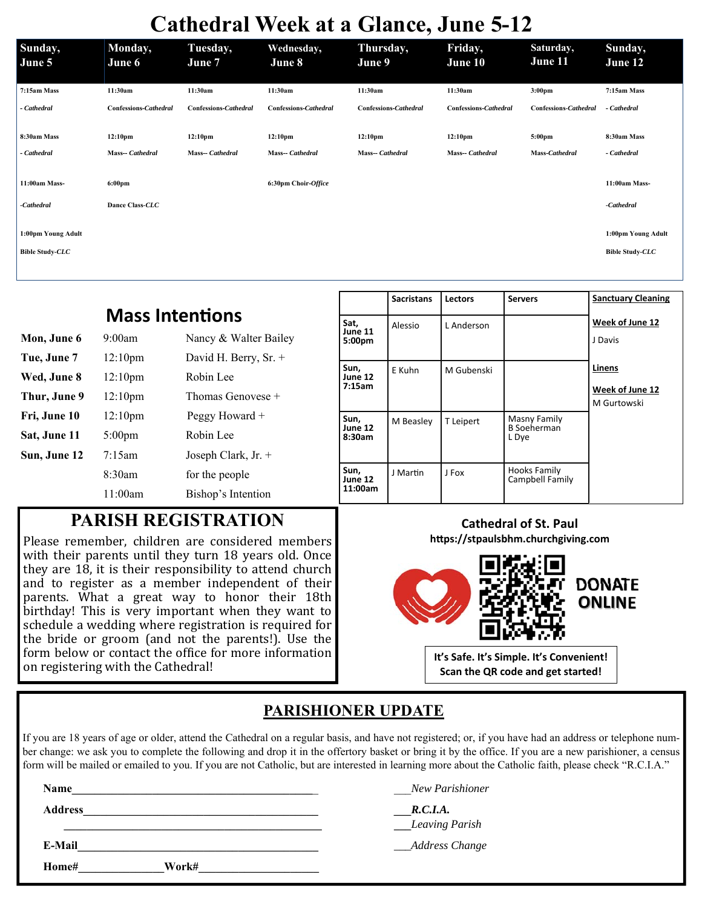# Cathedral Week at a Glance, June 5-12

| Sunday, June 5 | Monday, June 6 | Tuesday, June 7 | Wednesday, June 8 | Thursday, June 9 | Friday, June 10 | Saturday, June 11 | Sunday, June 12 |
|---|---|---|---|---|---|---|---|
| 7:15am Mass - *Cathedral* | 11:30am Confessions-*Cathedral* | 11:30am Confessions-*Cathedral* | 11:30am Confessions-*Cathedral* | 11:30am Confessions-*Cathedral* | 11:30am Confessions-*Cathedral* | 3:00pm Confessions-*Cathedral* | 7:15am Mass - *Cathedral* |
| 8:30am Mass - *Cathedral* | 12:10pm Mass-- *Cathedral* | 12:10pm Mass-- *Cathedral* | 12:10pm Mass-- *Cathedral* | 12:10pm Mass-- *Cathedral* | 12:10pm Mass-- *Cathedral* | 5:00pm Mass-*Cathedral* | 8:30am Mass - *Cathedral* |
| 11:00am Mass- -*Cathedral* | 6:00pm Dance Class-*CLC* | | 6:30pm Choir-*Office* | | | | 11:00am Mass- -*Cathedral* |
| 1:00pm Young Adult Bible Study-*CLC* | | | | | | | 1:00pm Young Adult Bible Study-*CLC* |

## Mass Intentions

| | | |
|---|---|---|
| **Mon, June 6** | 9:00am | Nancy & Walter Bailey |
| **Tue, June 7** | 12:10pm | David H. Berry, Sr. + |
| **Wed, June 8** | 12:10pm | Robin Lee |
| **Thur, June 9** | 12:10pm | Thomas Genovese + |
| **Fri, June 10** | 12:10pm | Peggy Howard + |
| **Sat, June 11** | 5:00pm | Robin Lee |
| **Sun, June 12** | 7:15am | Joseph Clark, Jr. + |
| | 8:30am | for the people |
| | 11:00am | Bishop's Intention |

| | Sacristans | Lectors | Servers |
|---|---|---|---|
| **Sat, June 11 5:00pm** | Alessio | L Anderson | |
| **Sun, June 12 7:15am** | E Kuhn | M Gubenski | |
| **Sun, June 12 8:30am** | M Beasley | T Leipert | Masny Family, B Soeherman, L Dye |
| **Sun, June 12 11:00am** | J Martin | J Fox | Hooks Family, Campbell Family |

**Sanctuary Cleaning**

**Week of June 12**

J Davis

**Linens**

**Week of June 12**

M Gurtowski

## PARISH REGISTRATION

Please remember, children are considered members with their parents until they turn 18 years old. Once they are 18, it is their responsibility to attend church and to register as a member independent of their parents. What a great way to honor their 18th birthday! This is very important when they want to schedule a wedding where registration is required for the bride or groom (and not the parents!). Use the form below or contact the office for more information on registering with the Cathedral!

**Cathedral of St. Paul**
**https://stpaulsbhm.churchgiving.com**

**DONATE ONLINE**

**It's Safe. It's Simple. It's Convenient! Scan the QR code and get started!**

## PARISHIONER UPDATE

If you are 18 years of age or older, attend the Cathedral on a regular basis, and have not registered; or, if you have had an address or telephone number change: we ask you to complete the following and drop it in the offertory basket or bring it by the office. If you are a new parishioner, a census form will be mailed or emailed to you. If you are not Catholic, but are interested in learning more about the Catholic faith, please check "R.C.I.A."

**Name**___________________________________________

**Address**_________________________________________

___________________________________________________

**E-Mail**__________________________________________

**Home#**______________ **Work#**____________________

___*New Parishioner*

___***R.C.I.A.***

___*Leaving Parish*

___*Address Change*